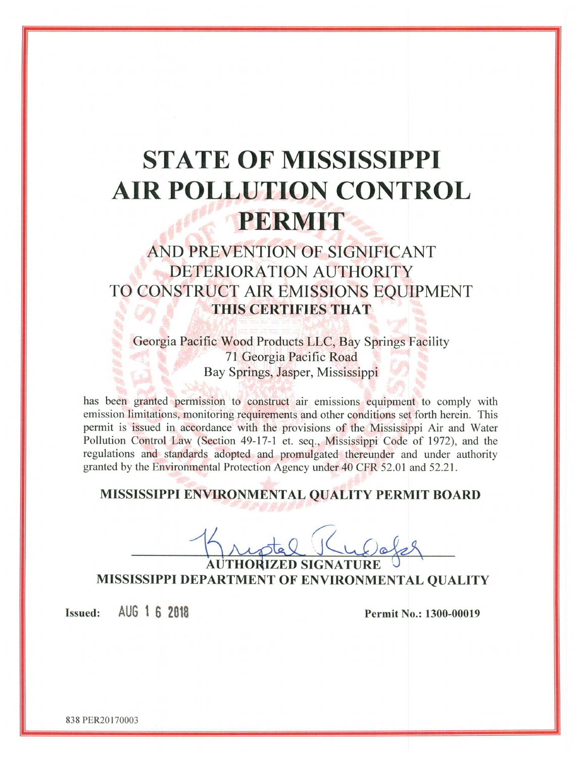# STATE OF MISSISSIPPI AIR POLLUTION CONTROL PERMIT

## AND PREVENTION OF SIGNIFICANT DETERIORATION AUTHORITY TO CONSTRUCT AIR EMISSIONS EQUIPMENT

**THIS CERTIFIES THAT**

Georgia Pacific Wood Products LLC, Bay Springs Facility
71 Georgia Pacific Road
Bay Springs, Jasper, Mississippi

has been granted permission to construct air emissions equipment to comply with emission limitations, monitoring requirements and other conditions set forth herein. This permit is issued in accordance with the provisions of the Mississippi Air and Water Pollution Control Law (Section 49-17-1 et. seq., Mississippi Code of 1972), and the regulations and standards adopted and promulgated thereunder and under authority granted by the Environmental Protection Agency under 40 CFR 52.01 and 52.21.

**MISSISSIPPI ENVIRONMENTAL QUALITY PERMIT BOARD**

Krystal Rudolph

**AUTHORIZED SIGNATURE**

**MISSISSIPPI DEPARTMENT OF ENVIRONMENTAL QUALITY**

**Issued:** AUG 1 6 2018

**Permit No.: 1300-00019**

838 PER20170003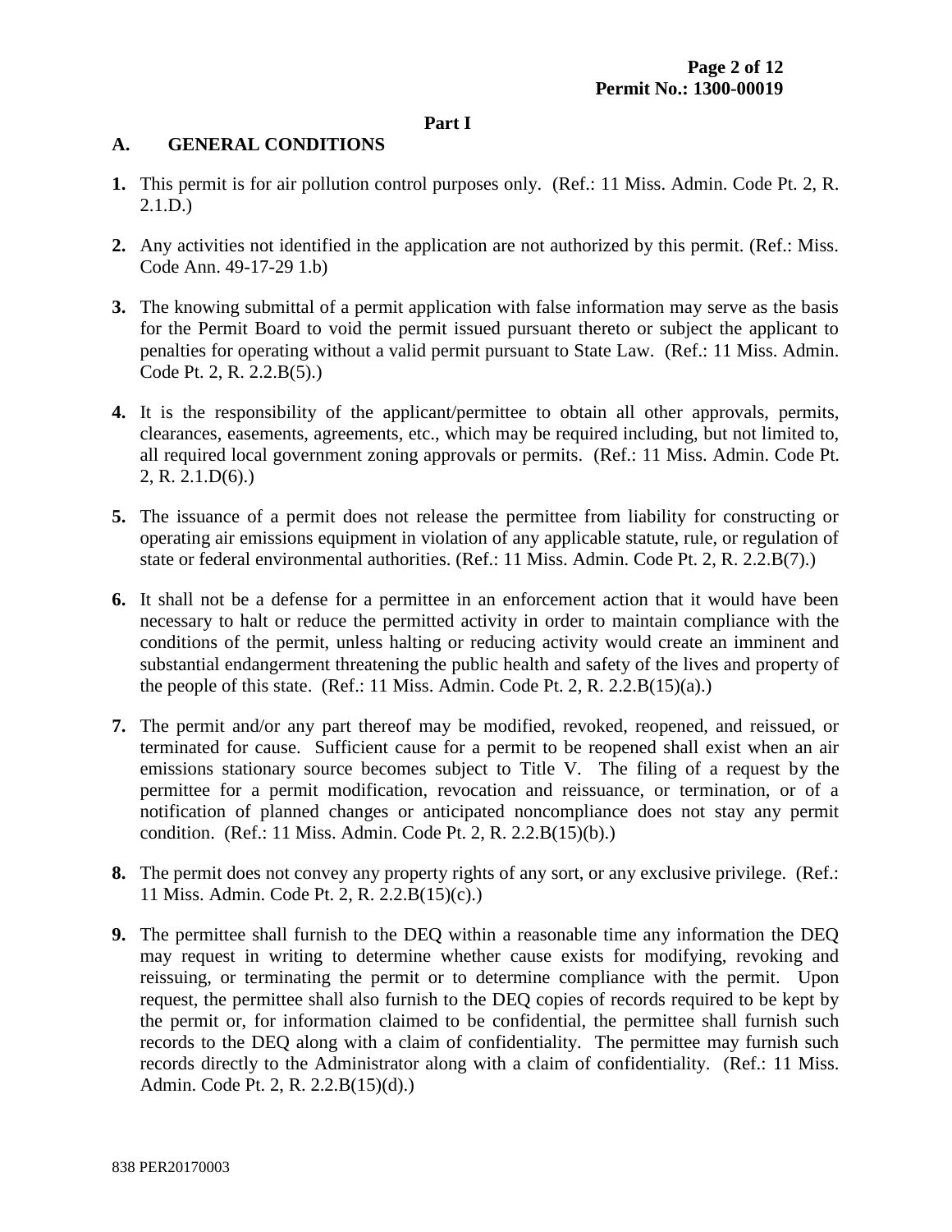## Part I

### A. GENERAL CONDITIONS

1. This permit is for air pollution control purposes only. (Ref.: 11 Miss. Admin. Code Pt. 2, R. 2.1.D.)

2. Any activities not identified in the application are not authorized by this permit. (Ref.: Miss. Code Ann. 49-17-29 1.b)

3. The knowing submittal of a permit application with false information may serve as the basis for the Permit Board to void the permit issued pursuant thereto or subject the applicant to penalties for operating without a valid permit pursuant to State Law. (Ref.: 11 Miss. Admin. Code Pt. 2, R. 2.2.B(5).)

4. It is the responsibility of the applicant/permittee to obtain all other approvals, permits, clearances, easements, agreements, etc., which may be required including, but not limited to, all required local government zoning approvals or permits. (Ref.: 11 Miss. Admin. Code Pt. 2, R. 2.1.D(6).)

5. The issuance of a permit does not release the permittee from liability for constructing or operating air emissions equipment in violation of any applicable statute, rule, or regulation of state or federal environmental authorities. (Ref.: 11 Miss. Admin. Code Pt. 2, R. 2.2.B(7).)

6. It shall not be a defense for a permittee in an enforcement action that it would have been necessary to halt or reduce the permitted activity in order to maintain compliance with the conditions of the permit, unless halting or reducing activity would create an imminent and substantial endangerment threatening the public health and safety of the lives and property of the people of this state. (Ref.: 11 Miss. Admin. Code Pt. 2, R. 2.2.B(15)(a).)

7. The permit and/or any part thereof may be modified, revoked, reopened, and reissued, or terminated for cause. Sufficient cause for a permit to be reopened shall exist when an air emissions stationary source becomes subject to Title V. The filing of a request by the permittee for a permit modification, revocation and reissuance, or termination, or of a notification of planned changes or anticipated noncompliance does not stay any permit condition. (Ref.: 11 Miss. Admin. Code Pt. 2, R. 2.2.B(15)(b).)

8. The permit does not convey any property rights of any sort, or any exclusive privilege. (Ref.: 11 Miss. Admin. Code Pt. 2, R. 2.2.B(15)(c).)

9. The permittee shall furnish to the DEQ within a reasonable time any information the DEQ may request in writing to determine whether cause exists for modifying, revoking and reissuing, or terminating the permit or to determine compliance with the permit. Upon request, the permittee shall also furnish to the DEQ copies of records required to be kept by the permit or, for information claimed to be confidential, the permittee shall furnish such records to the DEQ along with a claim of confidentiality. The permittee may furnish such records directly to the Administrator along with a claim of confidentiality. (Ref.: 11 Miss. Admin. Code Pt. 2, R. 2.2.B(15)(d).)

838 PER20170003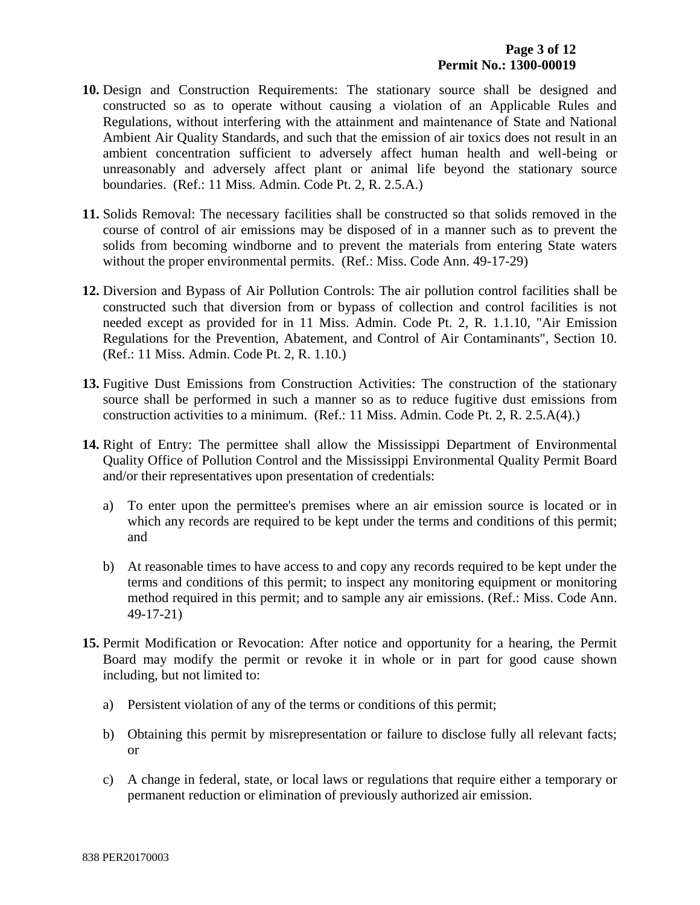**10.** Design and Construction Requirements: The stationary source shall be designed and constructed so as to operate without causing a violation of an Applicable Rules and Regulations, without interfering with the attainment and maintenance of State and National Ambient Air Quality Standards, and such that the emission of air toxics does not result in an ambient concentration sufficient to adversely affect human health and well-being or unreasonably and adversely affect plant or animal life beyond the stationary source boundaries. (Ref.: 11 Miss. Admin. Code Pt. 2, R. 2.5.A.)

**11.** Solids Removal: The necessary facilities shall be constructed so that solids removed in the course of control of air emissions may be disposed of in a manner such as to prevent the solids from becoming windborne and to prevent the materials from entering State waters without the proper environmental permits. (Ref.: Miss. Code Ann. 49-17-29)

**12.** Diversion and Bypass of Air Pollution Controls: The air pollution control facilities shall be constructed such that diversion from or bypass of collection and control facilities is not needed except as provided for in 11 Miss. Admin. Code Pt. 2, R. 1.1.10, "Air Emission Regulations for the Prevention, Abatement, and Control of Air Contaminants", Section 10. (Ref.: 11 Miss. Admin. Code Pt. 2, R. 1.10.)

**13.** Fugitive Dust Emissions from Construction Activities: The construction of the stationary source shall be performed in such a manner so as to reduce fugitive dust emissions from construction activities to a minimum. (Ref.: 11 Miss. Admin. Code Pt. 2, R. 2.5.A(4).)

**14.** Right of Entry: The permittee shall allow the Mississippi Department of Environmental Quality Office of Pollution Control and the Mississippi Environmental Quality Permit Board and/or their representatives upon presentation of credentials:

a) To enter upon the permittee's premises where an air emission source is located or in which any records are required to be kept under the terms and conditions of this permit; and

b) At reasonable times to have access to and copy any records required to be kept under the terms and conditions of this permit; to inspect any monitoring equipment or monitoring method required in this permit; and to sample any air emissions. (Ref.: Miss. Code Ann. 49-17-21)

**15.** Permit Modification or Revocation: After notice and opportunity for a hearing, the Permit Board may modify the permit or revoke it in whole or in part for good cause shown including, but not limited to:

a) Persistent violation of any of the terms or conditions of this permit;

b) Obtaining this permit by misrepresentation or failure to disclose fully all relevant facts; or

c) A change in federal, state, or local laws or regulations that require either a temporary or permanent reduction or elimination of previously authorized air emission.

838 PER20170003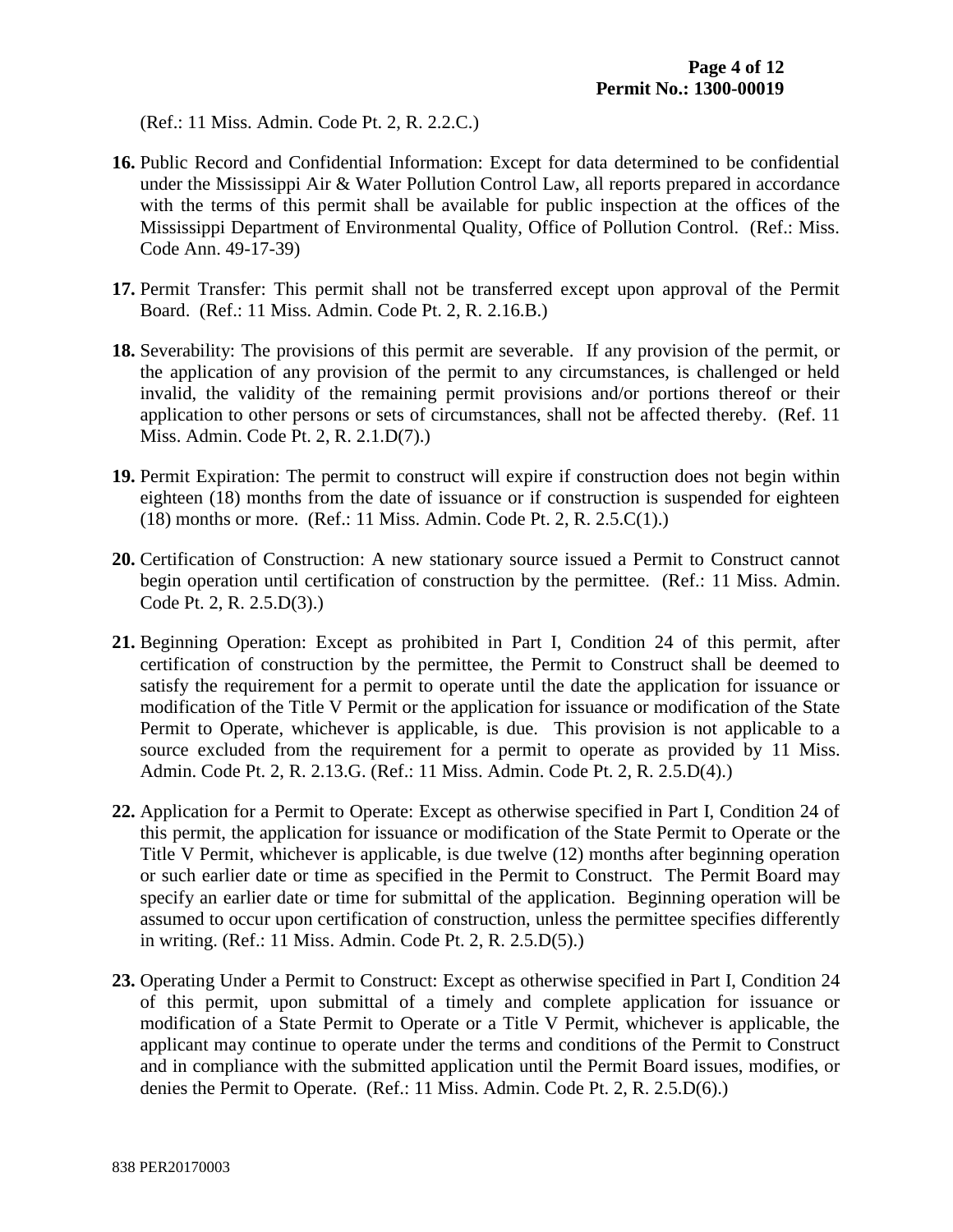(Ref.: 11 Miss. Admin. Code Pt. 2, R. 2.2.C.)

**16.** Public Record and Confidential Information: Except for data determined to be confidential under the Mississippi Air & Water Pollution Control Law, all reports prepared in accordance with the terms of this permit shall be available for public inspection at the offices of the Mississippi Department of Environmental Quality, Office of Pollution Control. (Ref.: Miss. Code Ann. 49-17-39)

**17.** Permit Transfer: This permit shall not be transferred except upon approval of the Permit Board. (Ref.: 11 Miss. Admin. Code Pt. 2, R. 2.16.B.)

**18.** Severability: The provisions of this permit are severable. If any provision of the permit, or the application of any provision of the permit to any circumstances, is challenged or held invalid, the validity of the remaining permit provisions and/or portions thereof or their application to other persons or sets of circumstances, shall not be affected thereby. (Ref. 11 Miss. Admin. Code Pt. 2, R. 2.1.D(7).)

**19.** Permit Expiration: The permit to construct will expire if construction does not begin within eighteen (18) months from the date of issuance or if construction is suspended for eighteen (18) months or more. (Ref.: 11 Miss. Admin. Code Pt. 2, R. 2.5.C(1).)

**20.** Certification of Construction: A new stationary source issued a Permit to Construct cannot begin operation until certification of construction by the permittee. (Ref.: 11 Miss. Admin. Code Pt. 2, R. 2.5.D(3).)

**21.** Beginning Operation: Except as prohibited in Part I, Condition 24 of this permit, after certification of construction by the permittee, the Permit to Construct shall be deemed to satisfy the requirement for a permit to operate until the date the application for issuance or modification of the Title V Permit or the application for issuance or modification of the State Permit to Operate, whichever is applicable, is due. This provision is not applicable to a source excluded from the requirement for a permit to operate as provided by 11 Miss. Admin. Code Pt. 2, R. 2.13.G. (Ref.: 11 Miss. Admin. Code Pt. 2, R. 2.5.D(4).)

**22.** Application for a Permit to Operate: Except as otherwise specified in Part I, Condition 24 of this permit, the application for issuance or modification of the State Permit to Operate or the Title V Permit, whichever is applicable, is due twelve (12) months after beginning operation or such earlier date or time as specified in the Permit to Construct. The Permit Board may specify an earlier date or time for submittal of the application. Beginning operation will be assumed to occur upon certification of construction, unless the permittee specifies differently in writing. (Ref.: 11 Miss. Admin. Code Pt. 2, R. 2.5.D(5).)

**23.** Operating Under a Permit to Construct: Except as otherwise specified in Part I, Condition 24 of this permit, upon submittal of a timely and complete application for issuance or modification of a State Permit to Operate or a Title V Permit, whichever is applicable, the applicant may continue to operate under the terms and conditions of the Permit to Construct and in compliance with the submitted application until the Permit Board issues, modifies, or denies the Permit to Operate. (Ref.: 11 Miss. Admin. Code Pt. 2, R. 2.5.D(6).)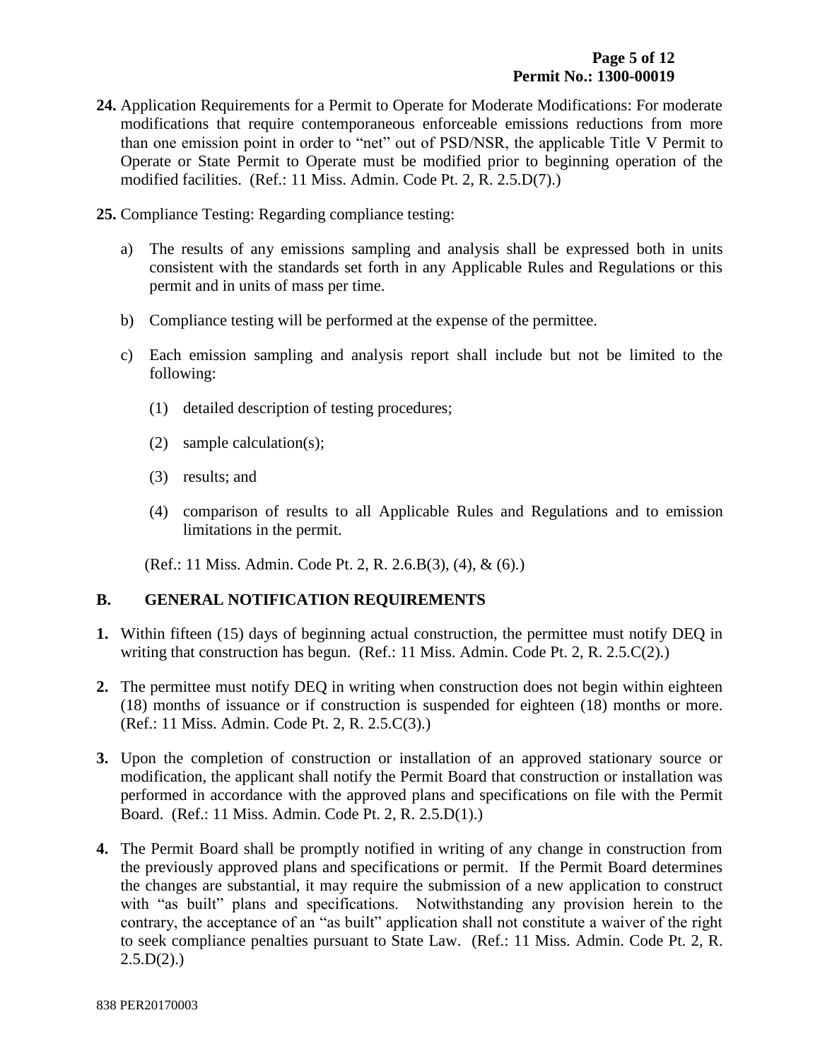**24.** Application Requirements for a Permit to Operate for Moderate Modifications: For moderate modifications that require contemporaneous enforceable emissions reductions from more than one emission point in order to "net" out of PSD/NSR, the applicable Title V Permit to Operate or State Permit to Operate must be modified prior to beginning operation of the modified facilities. (Ref.: 11 Miss. Admin. Code Pt. 2, R. 2.5.D(7).)

**25.** Compliance Testing: Regarding compliance testing:

a) The results of any emissions sampling and analysis shall be expressed both in units consistent with the standards set forth in any Applicable Rules and Regulations or this permit and in units of mass per time.

b) Compliance testing will be performed at the expense of the permittee.

c) Each emission sampling and analysis report shall include but not be limited to the following:

   (1) detailed description of testing procedures;

   (2) sample calculation(s);

   (3) results; and

   (4) comparison of results to all Applicable Rules and Regulations and to emission limitations in the permit.

(Ref.: 11 Miss. Admin. Code Pt. 2, R. 2.6.B(3), (4), & (6).)

## B. GENERAL NOTIFICATION REQUIREMENTS

**1.** Within fifteen (15) days of beginning actual construction, the permittee must notify DEQ in writing that construction has begun. (Ref.: 11 Miss. Admin. Code Pt. 2, R. 2.5.C(2).)

**2.** The permittee must notify DEQ in writing when construction does not begin within eighteen (18) months of issuance or if construction is suspended for eighteen (18) months or more. (Ref.: 11 Miss. Admin. Code Pt. 2, R. 2.5.C(3).)

**3.** Upon the completion of construction or installation of an approved stationary source or modification, the applicant shall notify the Permit Board that construction or installation was performed in accordance with the approved plans and specifications on file with the Permit Board. (Ref.: 11 Miss. Admin. Code Pt. 2, R. 2.5.D(1).)

**4.** The Permit Board shall be promptly notified in writing of any change in construction from the previously approved plans and specifications or permit. If the Permit Board determines the changes are substantial, it may require the submission of a new application to construct with "as built" plans and specifications. Notwithstanding any provision herein to the contrary, the acceptance of an "as built" application shall not constitute a waiver of the right to seek compliance penalties pursuant to State Law. (Ref.: 11 Miss. Admin. Code Pt. 2, R. 2.5.D(2).)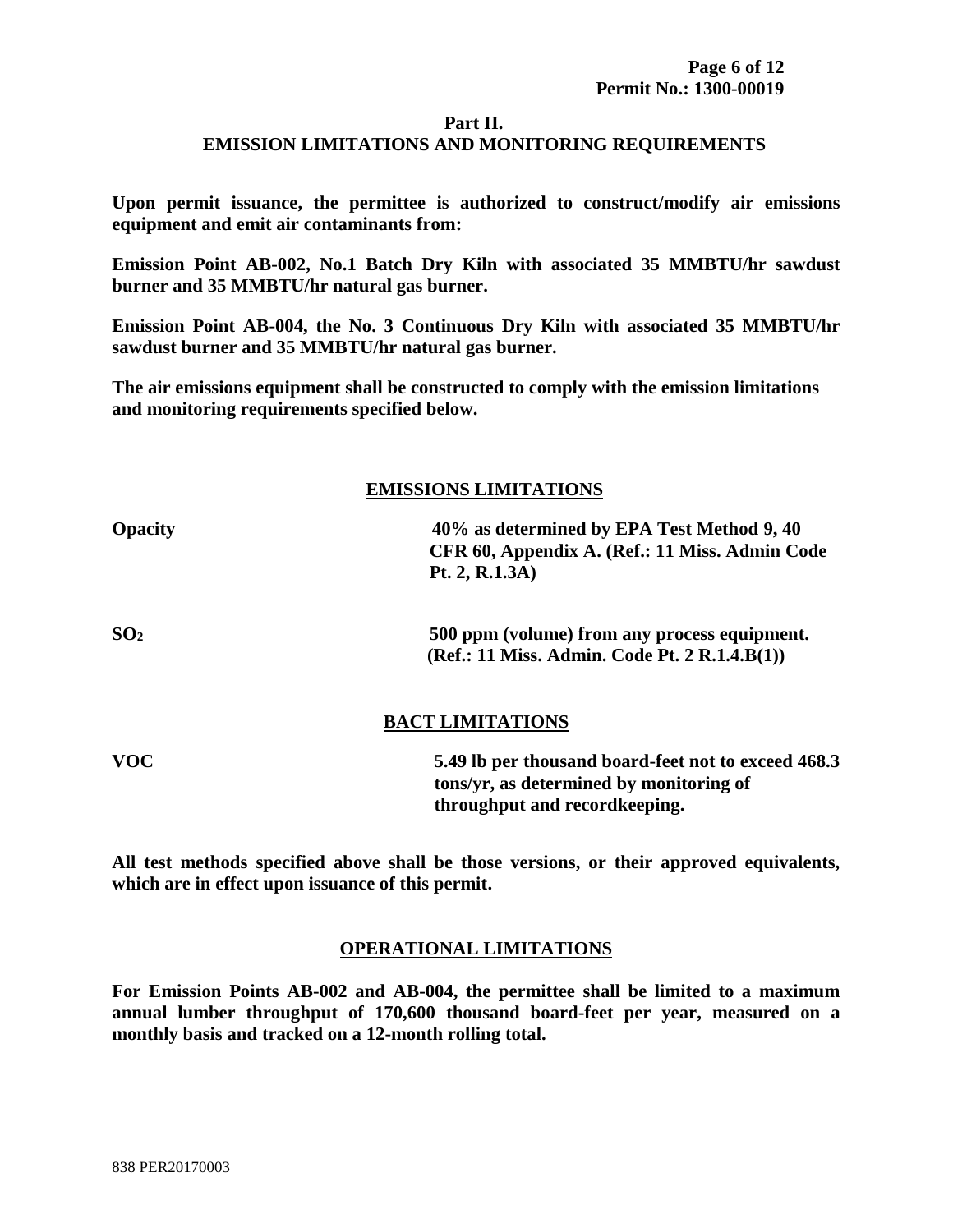## Part II.
## EMISSION LIMITATIONS AND MONITORING REQUIREMENTS

**Upon permit issuance, the permittee is authorized to construct/modify air emissions equipment and emit air contaminants from:**

**Emission Point AB-002, No.1 Batch Dry Kiln with associated 35 MMBTU/hr sawdust burner and 35 MMBTU/hr natural gas burner.**

**Emission Point AB-004, the No. 3 Continuous Dry Kiln with associated 35 MMBTU/hr sawdust burner and 35 MMBTU/hr natural gas burner.**

**The air emissions equipment shall be constructed to comply with the emission limitations and monitoring requirements specified below.**

### EMISSIONS LIMITATIONS

| | |
|---|---|
| **Opacity** | **40% as determined by EPA Test Method 9, 40 CFR 60, Appendix A. (Ref.: 11 Miss. Admin Code Pt. 2, R.1.3A)** |
| **$SO_2$** | **500 ppm (volume) from any process equipment. (Ref.: 11 Miss. Admin. Code Pt. 2 R.1.4.B(1))** |

### BACT LIMITATIONS

| | |
|---|---|
| **VOC** | **5.49 lb per thousand board-feet not to exceed 468.3 tons/yr, as determined by monitoring of throughput and recordkeeping.** |

**All test methods specified above shall be those versions, or their approved equivalents, which are in effect upon issuance of this permit.**

### OPERATIONAL LIMITATIONS

**For Emission Points AB-002 and AB-004, the permittee shall be limited to a maximum annual lumber throughput of 170,600 thousand board-feet per year, measured on a monthly basis and tracked on a 12-month rolling total.**

838 PER20170003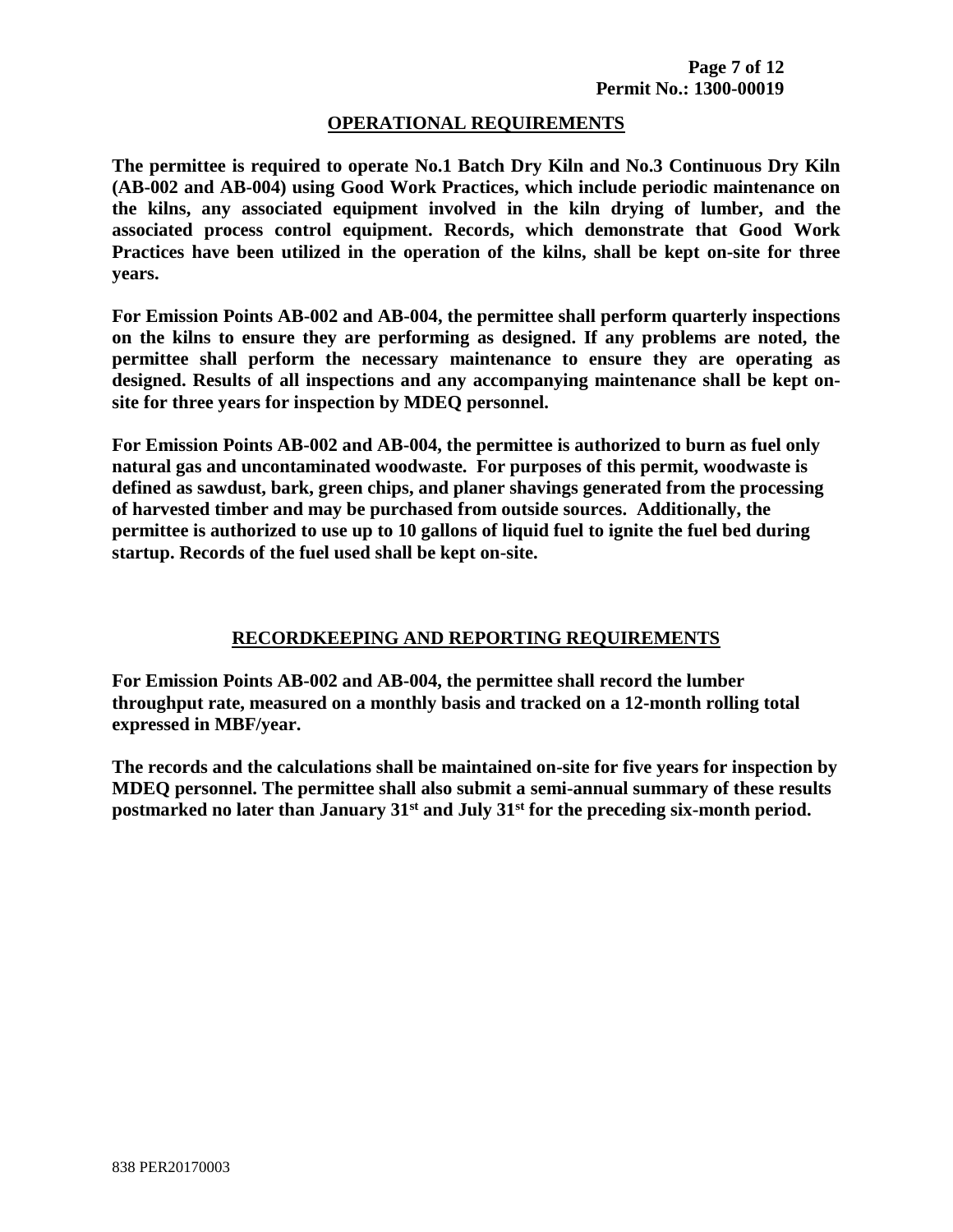## OPERATIONAL REQUIREMENTS

**The permittee is required to operate No.1 Batch Dry Kiln and No.3 Continuous Dry Kiln (AB-002 and AB-004) using Good Work Practices, which include periodic maintenance on the kilns, any associated equipment involved in the kiln drying of lumber, and the associated process control equipment. Records, which demonstrate that Good Work Practices have been utilized in the operation of the kilns, shall be kept on-site for three years.**

**For Emission Points AB-002 and AB-004, the permittee shall perform quarterly inspections on the kilns to ensure they are performing as designed. If any problems are noted, the permittee shall perform the necessary maintenance to ensure they are operating as designed. Results of all inspections and any accompanying maintenance shall be kept on-site for three years for inspection by MDEQ personnel.**

**For Emission Points AB-002 and AB-004, the permittee is authorized to burn as fuel only natural gas and uncontaminated woodwaste. For purposes of this permit, woodwaste is defined as sawdust, bark, green chips, and planer shavings generated from the processing of harvested timber and may be purchased from outside sources. Additionally, the permittee is authorized to use up to 10 gallons of liquid fuel to ignite the fuel bed during startup. Records of the fuel used shall be kept on-site.**

## RECORDKEEPING AND REPORTING REQUIREMENTS

**For Emission Points AB-002 and AB-004, the permittee shall record the lumber throughput rate, measured on a monthly basis and tracked on a 12-month rolling total expressed in MBF/year.**

**The records and the calculations shall be maintained on-site for five years for inspection by MDEQ personnel. The permittee shall also submit a semi-annual summary of these results postmarked no later than January 31st and July 31st for the preceding six-month period.**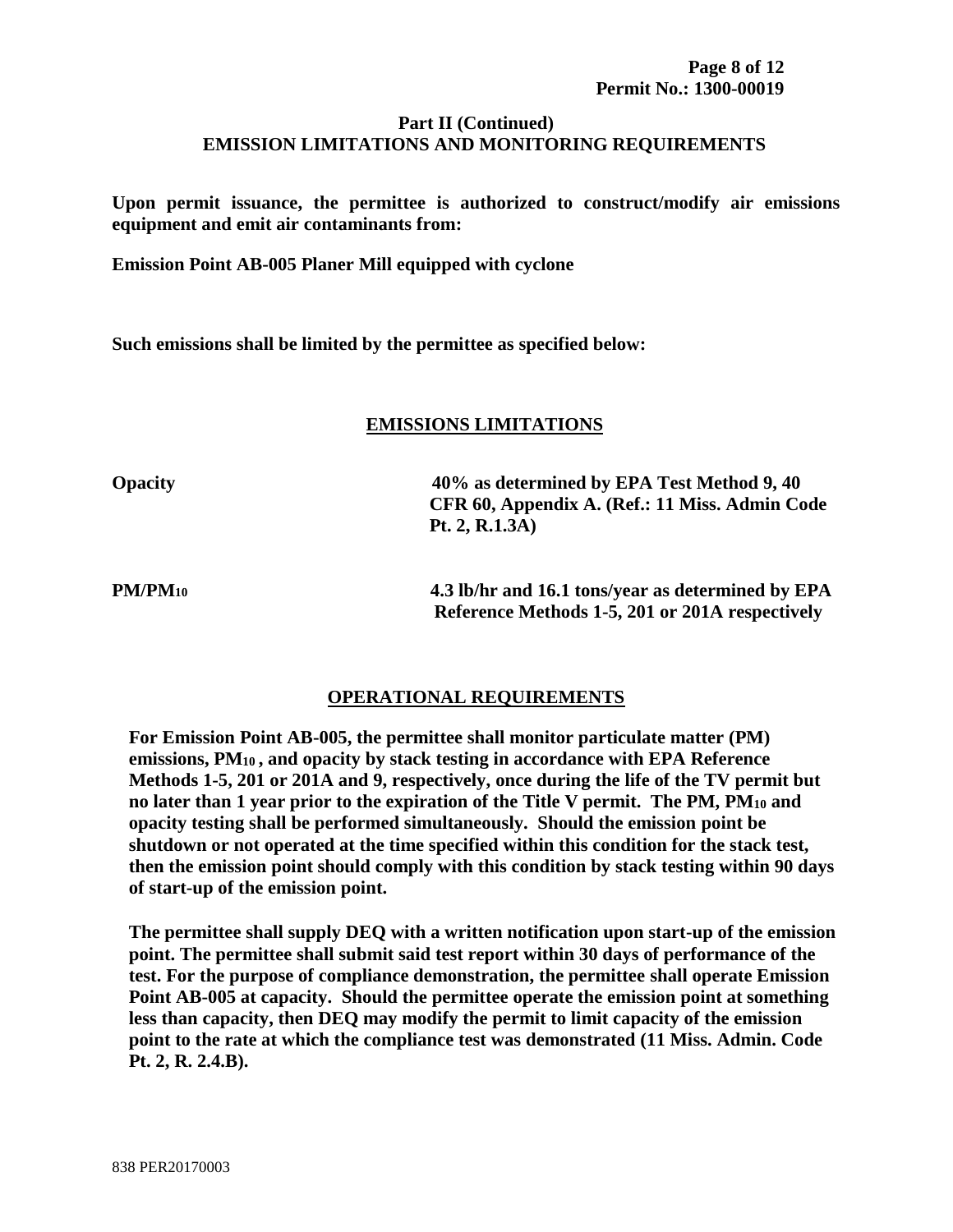**Part II (Continued)**
**EMISSION LIMITATIONS AND MONITORING REQUIREMENTS**

**Upon permit issuance, the permittee is authorized to construct/modify air emissions equipment and emit air contaminants from:**

**Emission Point AB-005 Planer Mill equipped with cyclone**

**Such emissions shall be limited by the permittee as specified below:**

## EMISSIONS LIMITATIONS

| | |
|---|---|
| **Opacity** | **40% as determined by EPA Test Method 9, 40 CFR 60, Appendix A. (Ref.: 11 Miss. Admin Code Pt. 2, R.1.3A)** |
| **PM/$PM_{10}$** | **4.3 lb/hr and 16.1 tons/year as determined by EPA Reference Methods 1-5, 201 or 201A respectively** |

## OPERATIONAL REQUIREMENTS

**For Emission Point AB-005, the permittee shall monitor particulate matter (PM) emissions, $PM_{10}$ , and opacity by stack testing in accordance with EPA Reference Methods 1-5, 201 or 201A and 9, respectively, once during the life of the TV permit but no later than 1 year prior to the expiration of the Title V permit. The PM, $PM_{10}$ and opacity testing shall be performed simultaneously. Should the emission point be shutdown or not operated at the time specified within this condition for the stack test, then the emission point should comply with this condition by stack testing within 90 days of start-up of the emission point.**

**The permittee shall supply DEQ with a written notification upon start-up of the emission point. The permittee shall submit said test report within 30 days of performance of the test. For the purpose of compliance demonstration, the permittee shall operate Emission Point AB-005 at capacity. Should the permittee operate the emission point at something less than capacity, then DEQ may modify the permit to limit capacity of the emission point to the rate at which the compliance test was demonstrated (11 Miss. Admin. Code Pt. 2, R. 2.4.B).**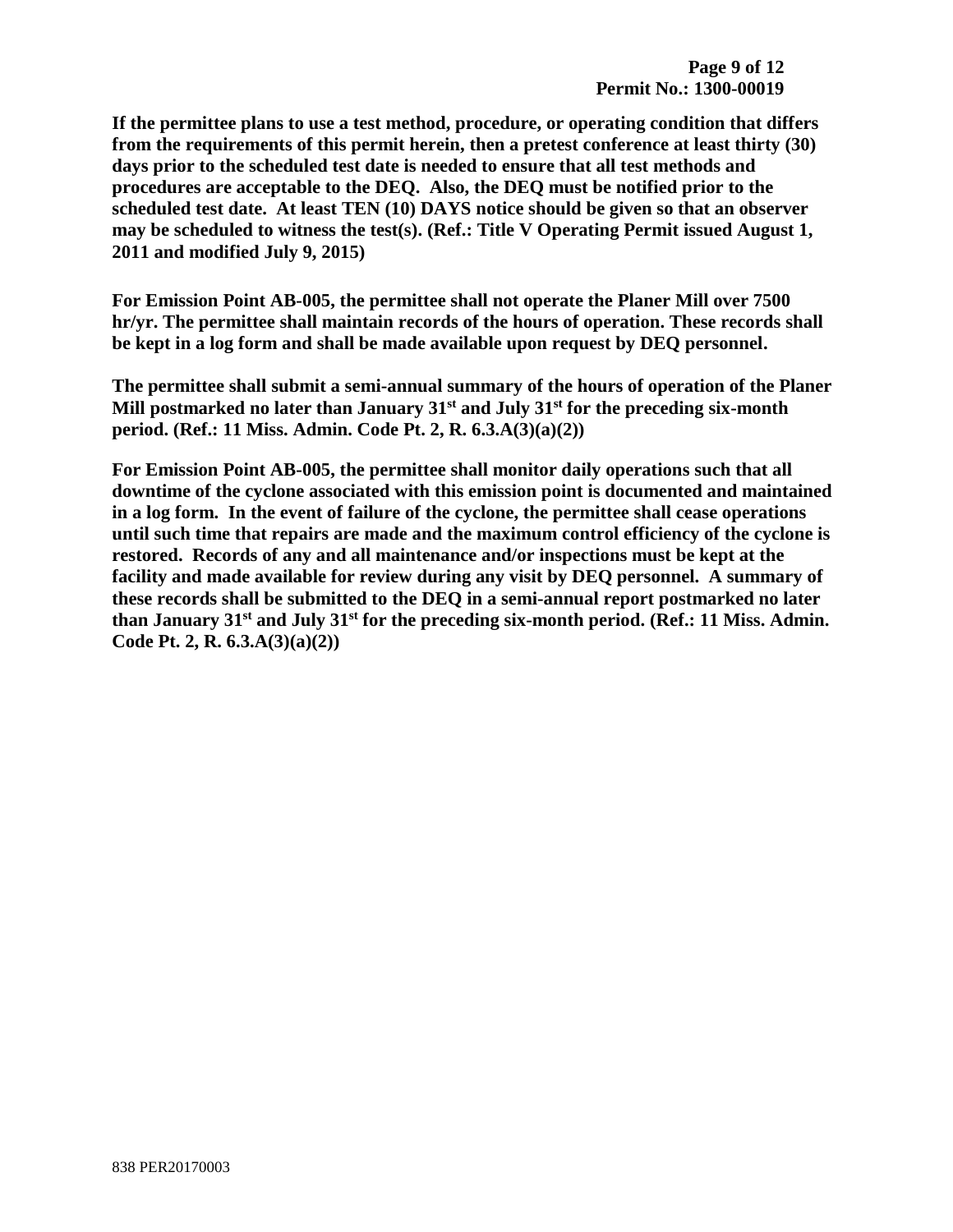**If the permittee plans to use a test method, procedure, or operating condition that differs from the requirements of this permit herein, then a pretest conference at least thirty (30) days prior to the scheduled test date is needed to ensure that all test methods and procedures are acceptable to the DEQ. Also, the DEQ must be notified prior to the scheduled test date. At least TEN (10) DAYS notice should be given so that an observer may be scheduled to witness the test(s). (Ref.: Title V Operating Permit issued August 1, 2011 and modified July 9, 2015)**

**For Emission Point AB-005, the permittee shall not operate the Planer Mill over 7500 hr/yr. The permittee shall maintain records of the hours of operation. These records shall be kept in a log form and shall be made available upon request by DEQ personnel.**

**The permittee shall submit a semi-annual summary of the hours of operation of the Planer Mill postmarked no later than January 31st and July 31st for the preceding six-month period. (Ref.: 11 Miss. Admin. Code Pt. 2, R. 6.3.A(3)(a)(2))**

**For Emission Point AB-005, the permittee shall monitor daily operations such that all downtime of the cyclone associated with this emission point is documented and maintained in a log form. In the event of failure of the cyclone, the permittee shall cease operations until such time that repairs are made and the maximum control efficiency of the cyclone is restored. Records of any and all maintenance and/or inspections must be kept at the facility and made available for review during any visit by DEQ personnel. A summary of these records shall be submitted to the DEQ in a semi-annual report postmarked no later than January 31st and July 31st for the preceding six-month period. (Ref.: 11 Miss. Admin. Code Pt. 2, R. 6.3.A(3)(a)(2))**

838 PER20170003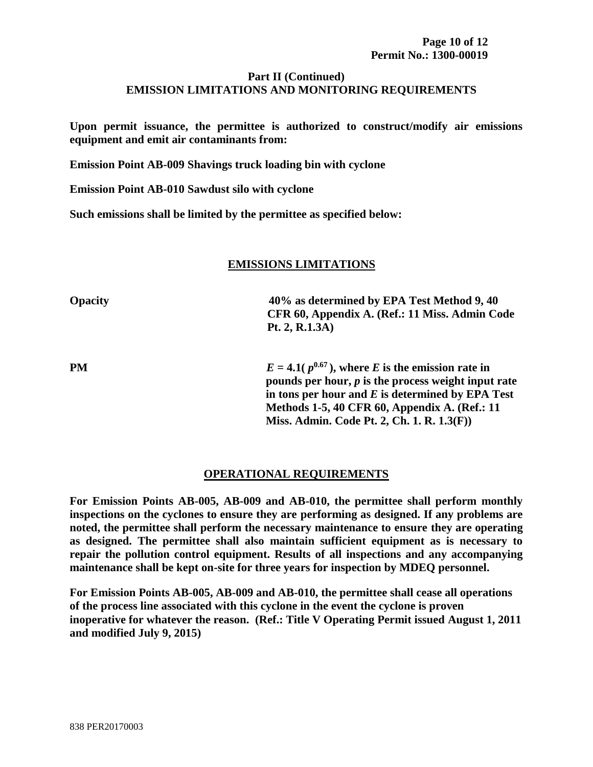## Part II (Continued)
## EMISSION LIMITATIONS AND MONITORING REQUIREMENTS

**Upon permit issuance, the permittee is authorized to construct/modify air emissions equipment and emit air contaminants from:**

**Emission Point AB-009 Shavings truck loading bin with cyclone**

**Emission Point AB-010 Sawdust silo with cyclone**

**Such emissions shall be limited by the permittee as specified below:**

### EMISSIONS LIMITATIONS

| | |
|---|---|
| **Opacity** | **40% as determined by EPA Test Method 9, 40 CFR 60, Appendix A. (Ref.: 11 Miss. Admin Code Pt. 2, R.1.3A)** |
| **PM** | **$E = 4.1(p^{0.67})$, where $E$ is the emission rate in pounds per hour, $p$ is the process weight input rate in tons per hour and $E$ is determined by EPA Test Methods 1-5, 40 CFR 60, Appendix A. (Ref.: 11 Miss. Admin. Code Pt. 2, Ch. 1. R. 1.3(F))** |

### OPERATIONAL REQUIREMENTS

**For Emission Points AB-005, AB-009 and AB-010, the permittee shall perform monthly inspections on the cyclones to ensure they are performing as designed. If any problems are noted, the permittee shall perform the necessary maintenance to ensure they are operating as designed. The permittee shall also maintain sufficient equipment as is necessary to repair the pollution control equipment. Results of all inspections and any accompanying maintenance shall be kept on-site for three years for inspection by MDEQ personnel.**

**For Emission Points AB-005, AB-009 and AB-010, the permittee shall cease all operations of the process line associated with this cyclone in the event the cyclone is proven inoperative for whatever the reason. (Ref.: Title V Operating Permit issued August 1, 2011 and modified July 9, 2015)**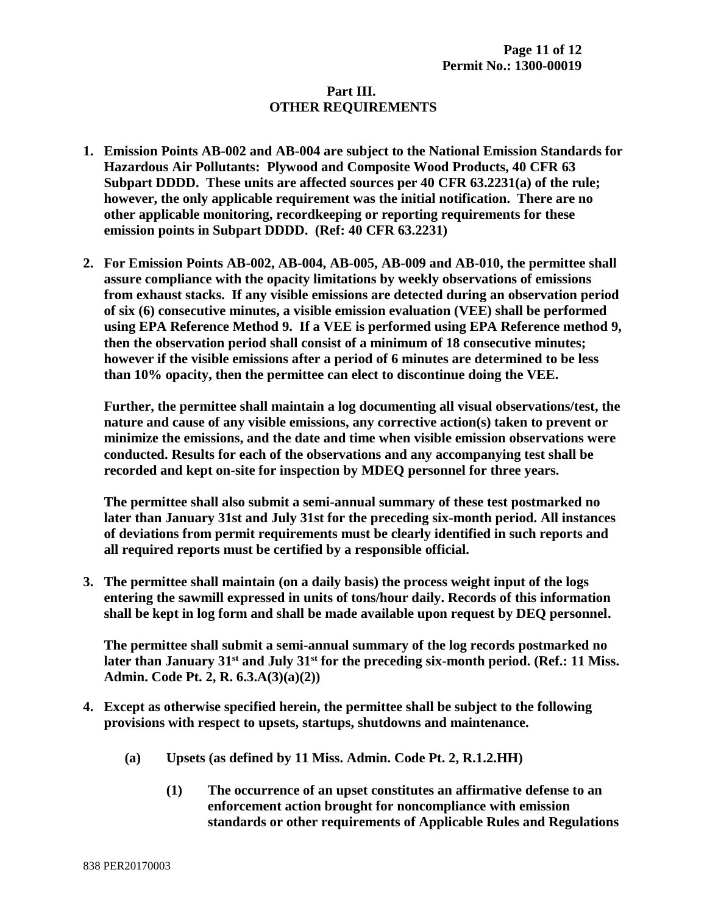## Part III.
## OTHER REQUIREMENTS

1. **Emission Points AB-002 and AB-004 are subject to the National Emission Standards for Hazardous Air Pollutants: Plywood and Composite Wood Products, 40 CFR 63 Subpart DDDD. These units are affected sources per 40 CFR 63.2231(a) of the rule; however, the only applicable requirement was the initial notification. There are no other applicable monitoring, recordkeeping or reporting requirements for these emission points in Subpart DDDD. (Ref: 40 CFR 63.2231)**

2. **For Emission Points AB-002, AB-004, AB-005, AB-009 and AB-010, the permittee shall assure compliance with the opacity limitations by weekly observations of emissions from exhaust stacks. If any visible emissions are detected during an observation period of six (6) consecutive minutes, a visible emission evaluation (VEE) shall be performed using EPA Reference Method 9. If a VEE is performed using EPA Reference method 9, then the observation period shall consist of a minimum of 18 consecutive minutes; however if the visible emissions after a period of 6 minutes are determined to be less than 10% opacity, then the permittee can elect to discontinue doing the VEE.**

   **Further, the permittee shall maintain a log documenting all visual observations/test, the nature and cause of any visible emissions, any corrective action(s) taken to prevent or minimize the emissions, and the date and time when visible emission observations were conducted. Results for each of the observations and any accompanying test shall be recorded and kept on-site for inspection by MDEQ personnel for three years.**

   **The permittee shall also submit a semi-annual summary of these test postmarked no later than January 31st and July 31st for the preceding six-month period. All instances of deviations from permit requirements must be clearly identified in such reports and all required reports must be certified by a responsible official.**

3. **The permittee shall maintain (on a daily basis) the process weight input of the logs entering the sawmill expressed in units of tons/hour daily. Records of this information shall be kept in log form and shall be made available upon request by DEQ personnel.**

   **The permittee shall submit a semi-annual summary of the log records postmarked no later than January 31st and July 31st for the preceding six-month period. (Ref.: 11 Miss. Admin. Code Pt. 2, R. 6.3.A(3)(a)(2))**

4. **Except as otherwise specified herein, the permittee shall be subject to the following provisions with respect to upsets, startups, shutdowns and maintenance.**

   **(a) Upsets (as defined by 11 Miss. Admin. Code Pt. 2, R.1.2.HH)**

   **(1) The occurrence of an upset constitutes an affirmative defense to an enforcement action brought for noncompliance with emission standards or other requirements of Applicable Rules and Regulations**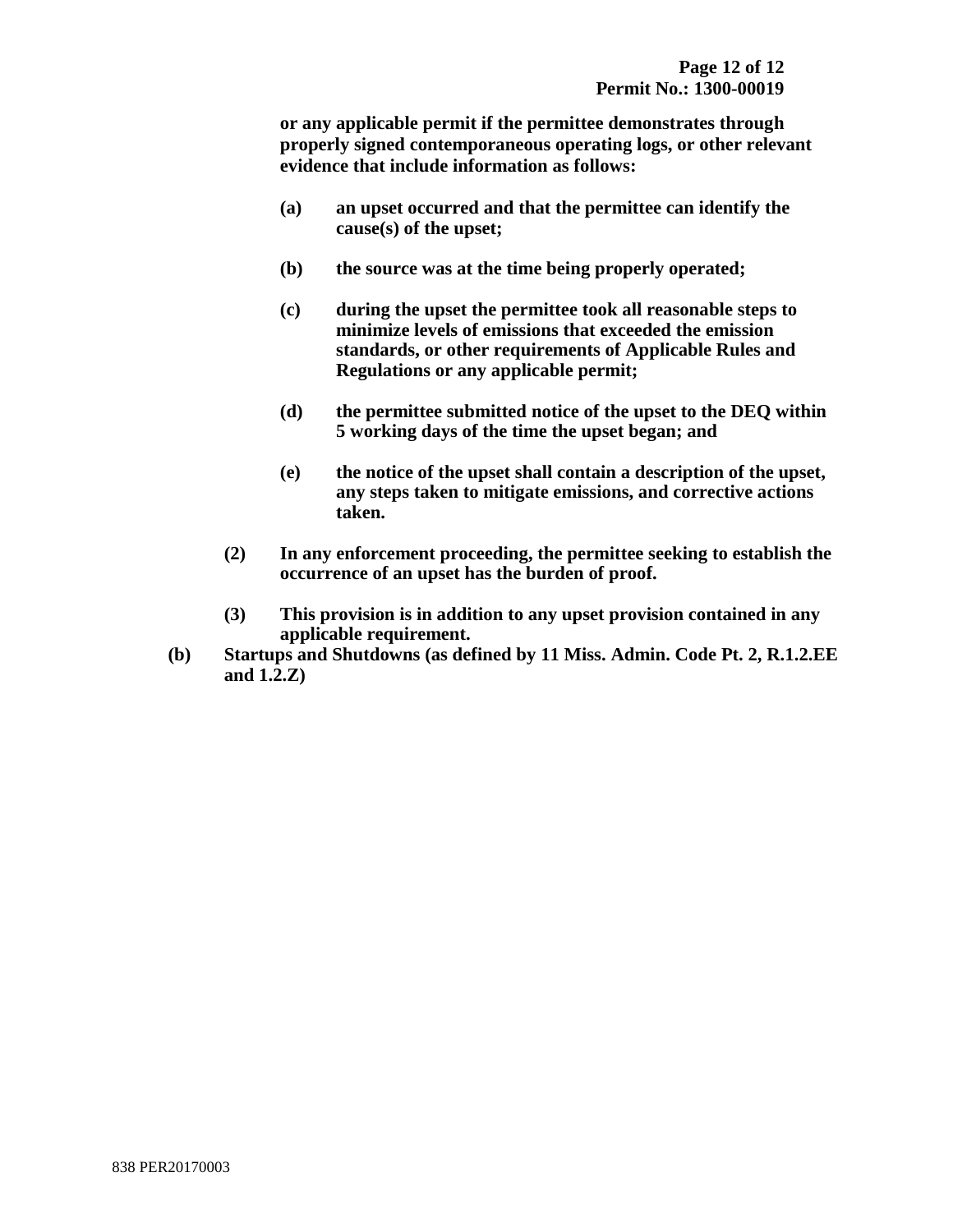**or any applicable permit if the permittee demonstrates through properly signed contemporaneous operating logs, or other relevant evidence that include information as follows:**

**(a) an upset occurred and that the permittee can identify the cause(s) of the upset;**

**(b) the source was at the time being properly operated;**

**(c) during the upset the permittee took all reasonable steps to minimize levels of emissions that exceeded the emission standards, or other requirements of Applicable Rules and Regulations or any applicable permit;**

**(d) the permittee submitted notice of the upset to the DEQ within 5 working days of the time the upset began; and**

**(e) the notice of the upset shall contain a description of the upset, any steps taken to mitigate emissions, and corrective actions taken.**

**(2) In any enforcement proceeding, the permittee seeking to establish the occurrence of an upset has the burden of proof.**

**(3) This provision is in addition to any upset provision contained in any applicable requirement.**

**(b) Startups and Shutdowns (as defined by 11 Miss. Admin. Code Pt. 2, R.1.2.EE and 1.2.Z)**